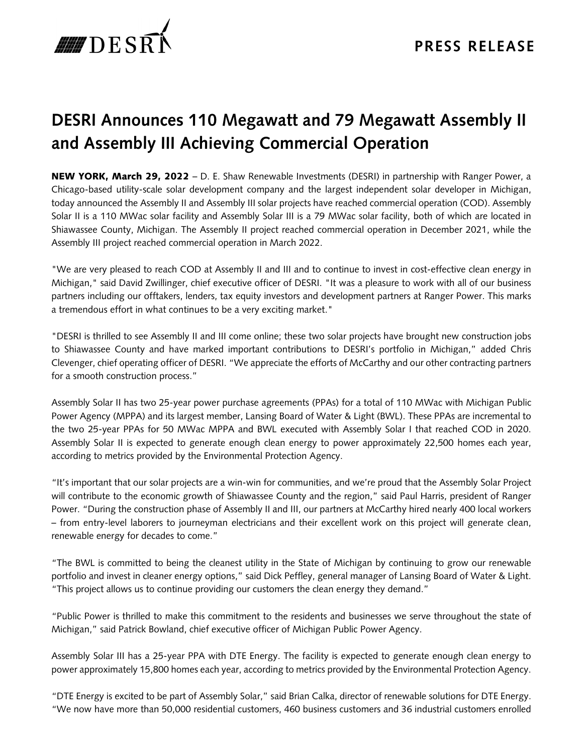**PRESS RELEASE**

# DESRI Announces 110 Megawatt and 79 Megawatt Assembly II and Assembly III Achieving Commercial Operation

**NEW YORK, March 29, 2022** – D. E. Shaw Renewable Investments (DESRI) in partnership with Ranger Power, a Chicago-based utility-scale solar development company and the largest independent solar developer in Michigan, today announced the Assembly II and Assembly III solar projects have reached commercial operation (COD). Assembly Solar II is a 110 MWac solar facility and Assembly Solar III is a 79 MWac solar facility, both of which are located in Shiawassee County, Michigan. The Assembly II project reached commercial operation in December 2021, while the Assembly III project reached commercial operation in March 2022.

"We are very pleased to reach COD at Assembly II and III and to continue to invest in cost-effective clean energy in Michigan," said David Zwillinger, chief executive officer of DESRI. "It was a pleasure to work with all of our business partners including our offtakers, lenders, tax equity investors and development partners at Ranger Power. This marks a tremendous effort in what continues to be a very exciting market."

"DESRI is thrilled to see Assembly II and III come online; these two solar projects have brought new construction jobs to Shiawassee County and have marked important contributions to DESRI's portfolio in Michigan," added Chris Clevenger, chief operating officer of DESRI. "We appreciate the efforts of McCarthy and our other contracting partners for a smooth construction process."

Assembly Solar II has two 25-year power purchase agreements (PPAs) for a total of 110 MWac with Michigan Public Power Agency (MPPA) and its largest member, Lansing Board of Water & Light (BWL). These PPAs are incremental to the two 25-year PPAs for 50 MWac MPPA and BWL executed with Assembly Solar I that reached COD in 2020. Assembly Solar II is expected to generate enough clean energy to power approximately 22,500 homes each year, according to metrics provided by the Environmental Protection Agency.

"It's important that our solar projects are a win-win for communities, and we're proud that the Assembly Solar Project will contribute to the economic growth of Shiawassee County and the region," said Paul Harris, president of Ranger Power. "During the construction phase of Assembly II and III, our partners at McCarthy hired nearly 400 local workers – from entry-level laborers to journeyman electricians and their excellent work on this project will generate clean, renewable energy for decades to come."

"The BWL is committed to being the cleanest utility in the State of Michigan by continuing to grow our renewable portfolio and invest in cleaner energy options," said Dick Peffley, general manager of Lansing Board of Water & Light. "This project allows us to continue providing our customers the clean energy they demand."

"Public Power is thrilled to make this commitment to the residents and businesses we serve throughout the state of Michigan," said Patrick Bowland, chief executive officer of Michigan Public Power Agency.

Assembly Solar III has a 25-year PPA with DTE Energy. The facility is expected to generate enough clean energy to power approximately 15,800 homes each year, according to metrics provided by the Environmental Protection Agency.

"DTE Energy is excited to be part of Assembly Solar," said Brian Calka, director of renewable solutions for DTE Energy. "We now have more than 50,000 residential customers, 460 business customers and 36 industrial customers enrolled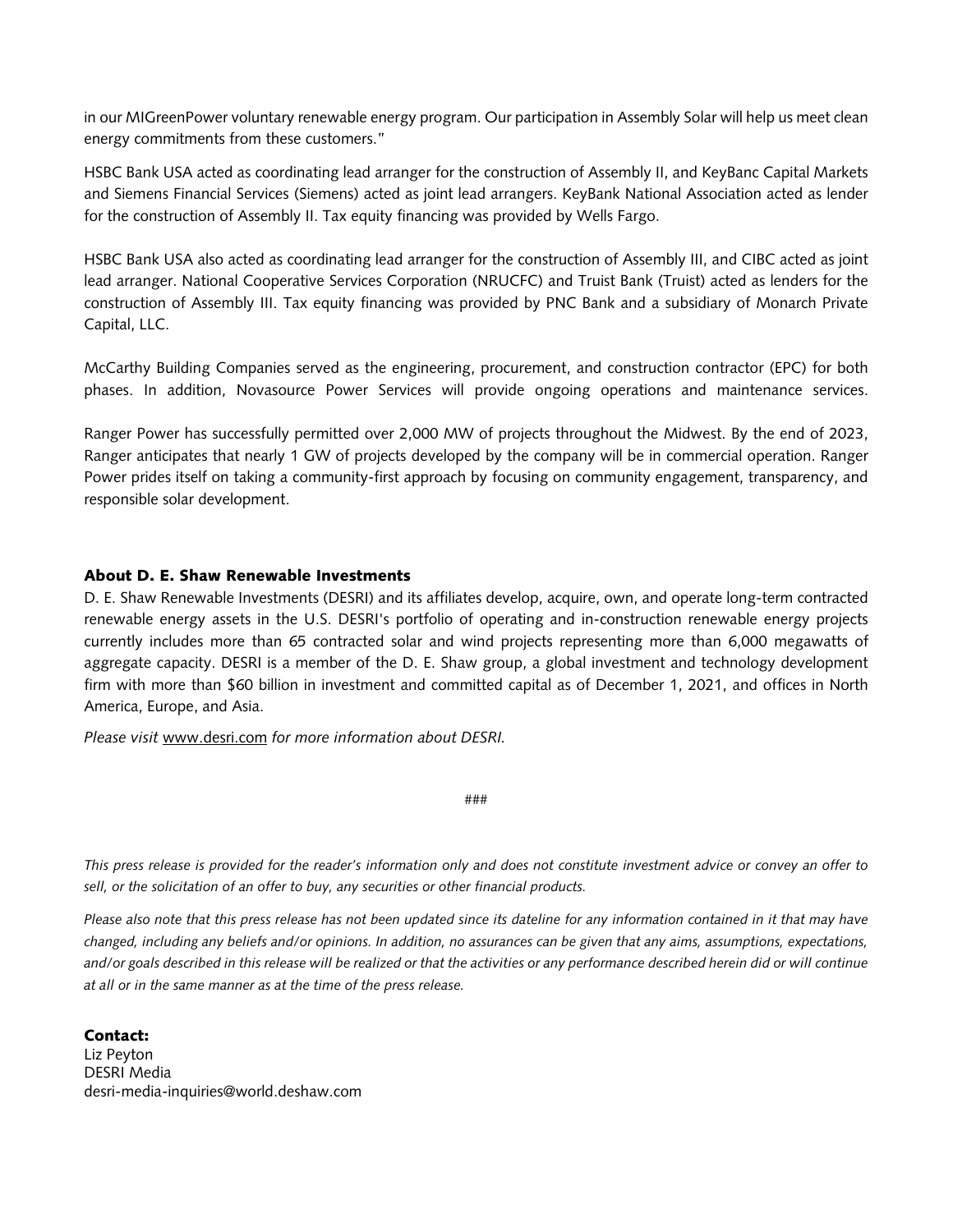in our MIGreenPower voluntary renewable energy program. Our participation in Assembly Solar will help us meet clean energy commitments from these customers."

HSBC Bank USA acted as coordinating lead arranger for the construction of Assembly II, and KeyBanc Capital Markets and Siemens Financial Services (Siemens) acted as joint lead arrangers. KeyBank National Association acted as lender for the construction of Assembly II. Tax equity financing was provided by Wells Fargo.

HSBC Bank USA also acted as coordinating lead arranger for the construction of Assembly III, and CIBC acted as joint lead arranger. National Cooperative Services Corporation (NRUCFC) and Truist Bank (Truist) acted as lenders for the construction of Assembly III. Tax equity financing was provided by PNC Bank and a subsidiary of Monarch Private Capital, LLC.

McCarthy Building Companies served as the engineering, procurement, and construction contractor (EPC) for both phases. In addition, Novasource Power Services will provide ongoing operations and maintenance services.

Ranger Power has successfully permitted over 2,000 MW of projects throughout the Midwest. By the end of 2023, Ranger anticipates that nearly 1 GW of projects developed by the company will be in commercial operation. Ranger Power prides itself on taking a community-first approach by focusing on community engagement, transparency, and responsible solar development.

## About D. E. Shaw Renewable Investments

D. E. Shaw Renewable Investments (DESRI) and its affiliates develop, acquire, own, and operate long-term contracted renewable energy assets in the U.S. DESRI's portfolio of operating and in-construction renewable energy projects currently includes more than 65 contracted solar and wind projects representing more than 6,000 megawatts of aggregate capacity. DESRI is a member of the D. E. Shaw group, a global investment and technology development firm with more than $60 billion in investment and committed capital as of December 1, 2021, and offices in North America, Europe, and Asia.

*Please visit* www.desri.com *for more information about DESRI.*

###

*This press release is provided for the reader's information only and does not constitute investment advice or convey an offer to sell, or the solicitation of an offer to buy, any securities or other financial products.*

*Please also note that this press release has not been updated since its dateline for any information contained in it that may have changed, including any beliefs and/or opinions. In addition, no assurances can be given that any aims, assumptions, expectations, and/or goals described in this release will be realized or that the activities or any performance described herein did or will continue at all or in the same manner as at the time of the press release.*

**Contact:**
Liz Peyton
DESRI Media
desri-media-inquiries@world.deshaw.com